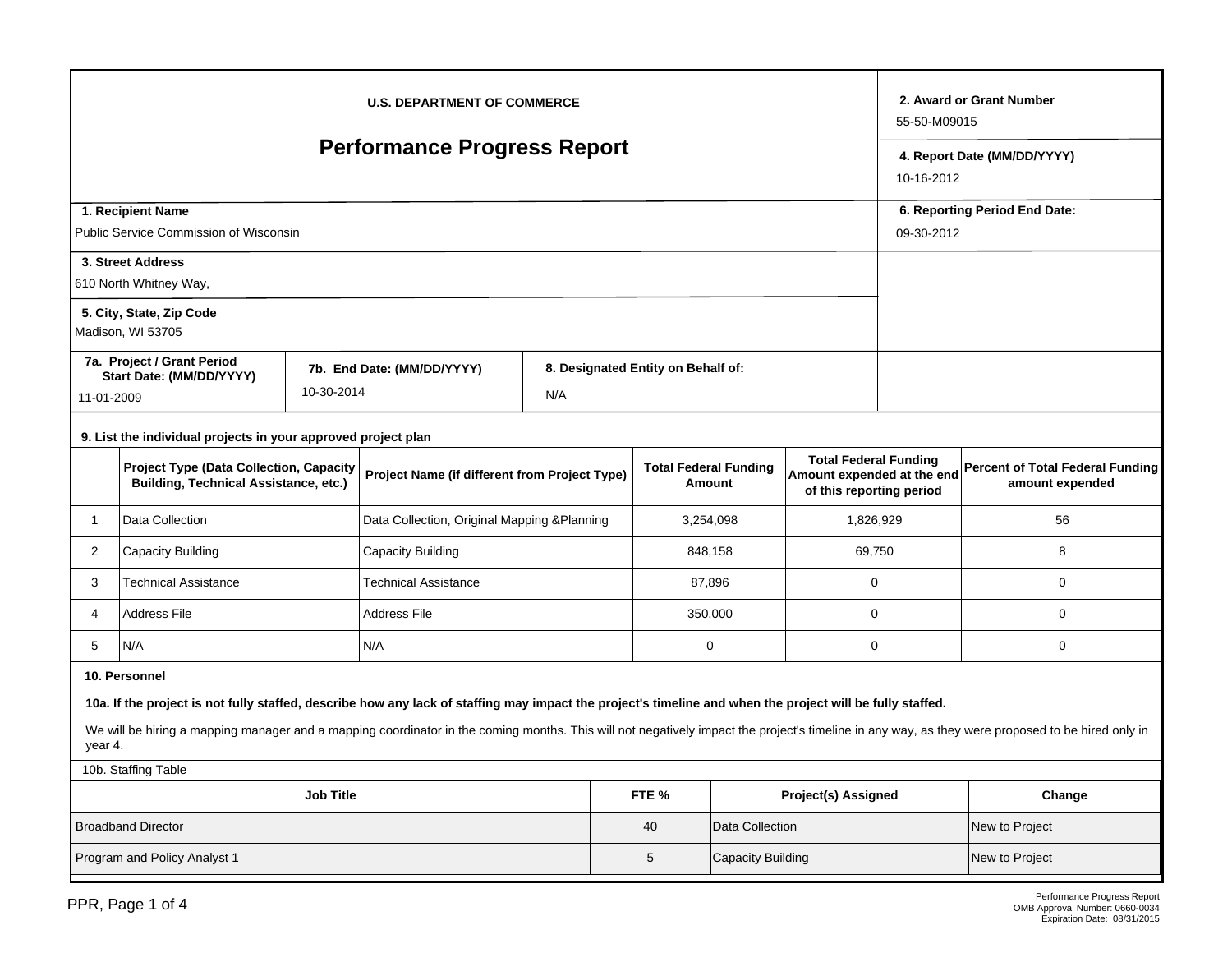U.S. DEPARTMENT OF COMMERCE

# Performance Progress Report

**2. Award or Grant Number**
55-50-M09015

**4. Report Date (MM/DD/YYYY)**
10-16-2012

**1. Recipient Name**
Public Service Commission of Wisconsin

**6. Reporting Period End Date:**
09-30-2012

**3. Street Address**
610 North Whitney Way,

**5. City, State, Zip Code**
Madison, WI 53705

| 7a. Project / Grant Period Start Date: (MM/DD/YYYY) | 7b. End Date: (MM/DD/YYYY) | 8. Designated Entity on Behalf of: |
|---|---|---|
| 11-01-2009 | 10-30-2014 | N/A |

**9. List the individual projects in your approved project plan**

| | Project Type (Data Collection, Capacity Building, Technical Assistance, etc.) | Project Name (if different from Project Type) | Total Federal Funding Amount | Total Federal Funding Amount expended at the end of this reporting period | Percent of Total Federal Funding amount expended |
|---|---|---|---|---|---|
| 1 | Data Collection | Data Collection, Original Mapping &Planning | 3,254,098 | 1,826,929 | 56 |
| 2 | Capacity Building | Capacity Building | 848,158 | 69,750 | 8 |
| 3 | Technical Assistance | Technical Assistance | 87,896 | 0 | 0 |
| 4 | Address File | Address File | 350,000 | 0 | 0 |
| 5 | N/A | N/A | 0 | 0 | 0 |

**10. Personnel**

**10a. If the project is not fully staffed, describe how any lack of staffing may impact the project's timeline and when the project will be fully staffed.**

We will be hiring a mapping manager and a mapping coordinator in the coming months. This will not negatively impact the project's timeline in any way, as they were proposed to be hired only in year 4.

10b. Staffing Table

| Job Title | FTE % | Project(s) Assigned | Change |
|---|---|---|---|
| Broadband Director | 40 | Data Collection | New to Project |
| Program and Policy Analyst 1 | 5 | Capacity Building | New to Project |

Performance Progress Report
OMB Approval Number: 0660-0034
Expiration Date: 08/31/2015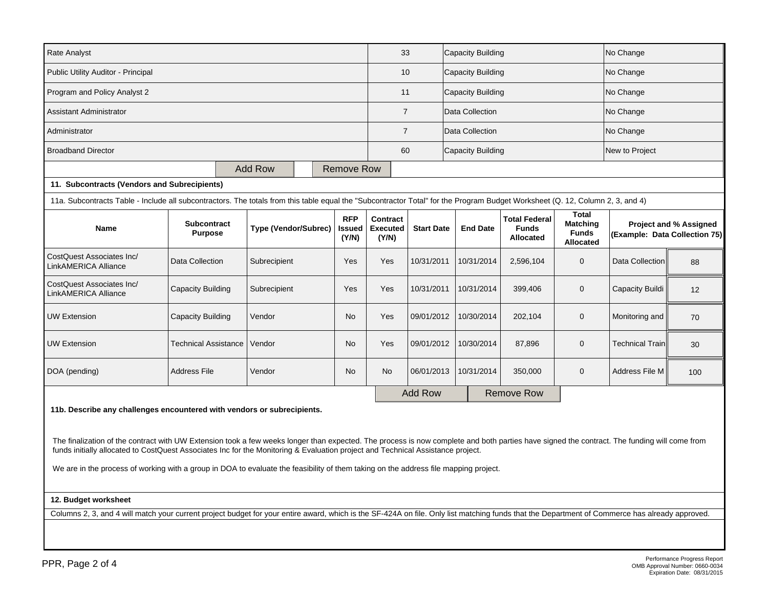| | | | |
|---|---|---|---|
| Rate Analyst | 33 | Capacity Building | No Change |
| Public Utility Auditor - Principal | 10 | Capacity Building | No Change |
| Program and Policy Analyst 2 | 11 | Capacity Building | No Change |
| Assistant Administrator | 7 | Data Collection | No Change |
| Administrator | 7 | Data Collection | No Change |
| Broadband Director | 60 | Capacity Building | New to Project |

Add Row | Remove Row

**11. Subcontracts (Vendors and Subrecipients)**

11a. Subcontracts Table - Include all subcontractors. The totals from this table equal the "Subcontractor Total" for the Program Budget Worksheet (Q. 12, Column 2, 3, and 4)

| Name | Subcontract Purpose | Type (Vendor/Subrec) | RFP Issued (Y/N) | Contract Executed (Y/N) | Start Date | End Date | Total Federal Funds Allocated | Total Matching Funds Allocated | Project and % Assigned (Example: Data Collection 75) | |
|---|---|---|---|---|---|---|---|---|---|---|
| CostQuest Associates Inc/ LinkAMERICA Alliance | Data Collection | Subrecipient | Yes | Yes | 10/31/2011 | 10/31/2014 | 2,596,104 | 0 | Data Collection | 88 |
| CostQuest Associates Inc/ LinkAMERICA Alliance | Capacity Building | Subrecipient | Yes | Yes | 10/31/2011 | 10/31/2014 | 399,406 | 0 | Capacity Buildi | 12 |
| UW Extension | Capacity Building | Vendor | No | Yes | 09/01/2012 | 10/30/2014 | 202,104 | 0 | Monitoring and | 70 |
| UW Extension | Technical Assistance | Vendor | No | Yes | 09/01/2012 | 10/30/2014 | 87,896 | 0 | Technical Train | 30 |
| DOA (pending) | Address File | Vendor | No | No | 06/01/2013 | 10/31/2014 | 350,000 | 0 | Address File M | 100 |

Add Row | Remove Row

**11b. Describe any challenges encountered with vendors or subrecipients.**

The finalization of the contract with UW Extension took a few weeks longer than expected. The process is now complete and both parties have signed the contract. The funding will come from funds initially allocated to CostQuest Associates Inc for the Monitoring & Evaluation project and Technical Assistance project.

We are in the process of working with a group in DOA to evaluate the feasibility of them taking on the address file mapping project.

**12. Budget worksheet**

Columns 2, 3, and 4 will match your current project budget for your entire award, which is the SF-424A on file. Only list matching funds that the Department of Commerce has already approved.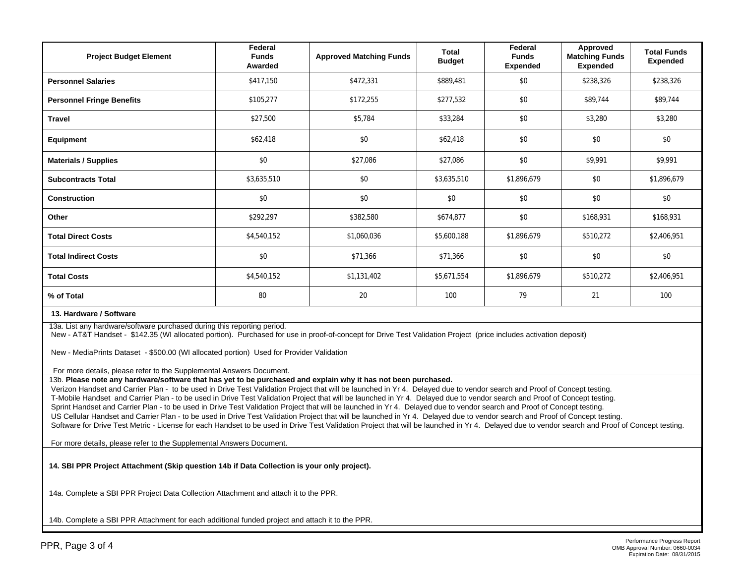| Project Budget Element | Federal Funds Awarded | Approved Matching Funds | Total Budget | Federal Funds Expended | Approved Matching Funds Expended | Total Funds Expended |
|---|---|---|---|---|---|---|
| **Personnel Salaries** | $417,150 | $472,331 | $889,481 | $0 | $238,326 | $238,326 |
| **Personnel Fringe Benefits** | $105,277 | $172,255 | $277,532 | $0 | $89,744 | $89,744 |
| **Travel** | $27,500 | $5,784 | $33,284 | $0 | $3,280 | $3,280 |
| **Equipment** | $62,418 | $0 | $62,418 | $0 | $0 | $0 |
| **Materials / Supplies** | $0 | $27,086 | $27,086 | $0 | $9,991 | $9,991 |
| **Subcontracts Total** | $3,635,510 | $0 | $3,635,510 | $1,896,679 | $0 | $1,896,679 |
| **Construction** | $0 | $0 | $0 | $0 | $0 | $0 |
| **Other** | $292,297 | $382,580 | $674,877 | $0 | $168,931 | $168,931 |
| **Total Direct Costs** | $4,540,152 | $1,060,036 | $5,600,188 | $1,896,679 | $510,272 | $2,406,951 |
| **Total Indirect Costs** | $0 | $71,366 | $71,366 | $0 | $0 | $0 |
| **Total Costs** | $4,540,152 | $1,131,402 | $5,671,554 | $1,896,679 | $510,272 | $2,406,951 |
| **% of Total** | 80 | 20 | 100 | 79 | 21 | 100 |

**13. Hardware / Software**

13a. List any hardware/software purchased during this reporting period.

New - AT&T Handset - $142.35 (WI allocated portion). Purchased for use in proof-of-concept for Drive Test Validation Project (price includes activation deposit)

New - MediaPrints Dataset - $500.00 (WI allocated portion) Used for Provider Validation

For more details, please refer to the Supplemental Answers Document.

13b. **Please note any hardware/software that has yet to be purchased and explain why it has not been purchased.**

Verizon Handset and Carrier Plan - to be used in Drive Test Validation Project that will be launched in Yr 4. Delayed due to vendor search and Proof of Concept testing.
T-Mobile Handset and Carrier Plan - to be used in Drive Test Validation Project that will be launched in Yr 4. Delayed due to vendor search and Proof of Concept testing.
Sprint Handset and Carrier Plan - to be used in Drive Test Validation Project that will be launched in Yr 4. Delayed due to vendor search and Proof of Concept testing.
US Cellular Handset and Carrier Plan - to be used in Drive Test Validation Project that will be launched in Yr 4. Delayed due to vendor search and Proof of Concept testing.
Software for Drive Test Metric - License for each Handset to be used in Drive Test Validation Project that will be launched in Yr 4. Delayed due to vendor search and Proof of Concept testing.

For more details, please refer to the Supplemental Answers Document.

**14. SBI PPR Project Attachment (Skip question 14b if Data Collection is your only project).**

14a. Complete a SBI PPR Project Data Collection Attachment and attach it to the PPR.

14b. Complete a SBI PPR Attachment for each additional funded project and attach it to the PPR.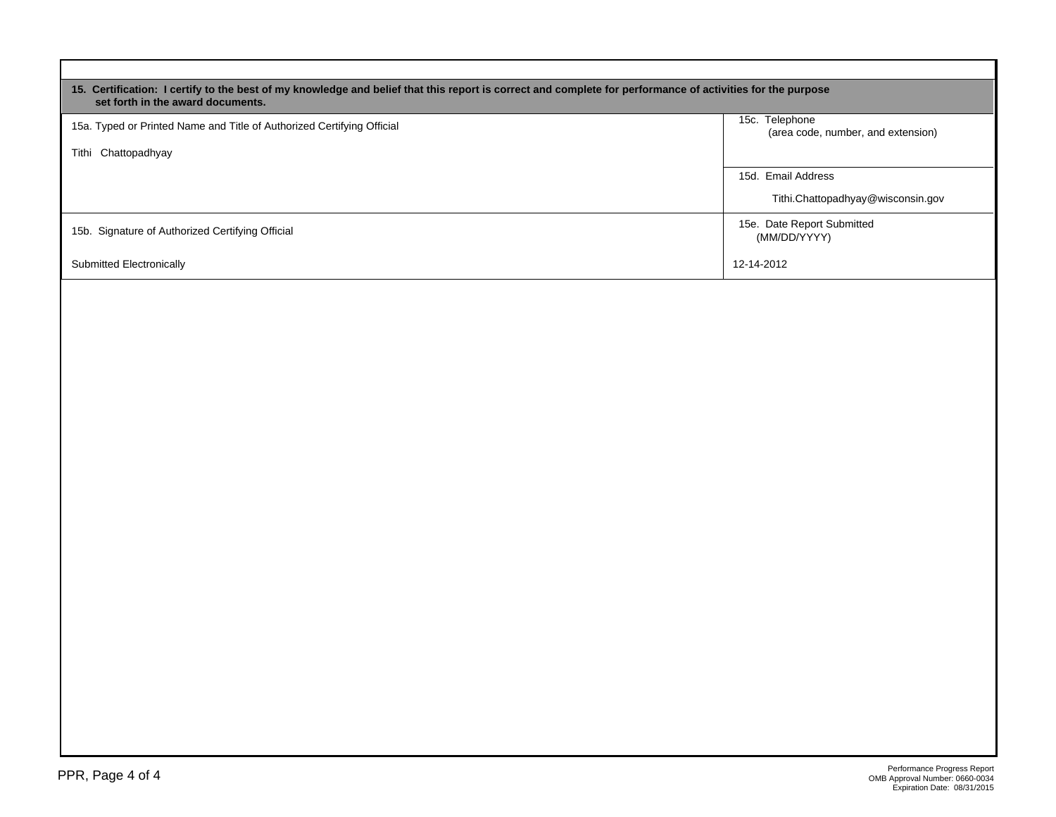**15. Certification: I certify to the best of my knowledge and belief that this report is correct and complete for performance of activities for the purpose set forth in the award documents.**

| | |
|---|---|
| 15a. Typed or Printed Name and Title of Authorized Certifying Official<br><br>Tithi Chattopadhyay | 15c. Telephone<br>(area code, number, and extension) |
| | 15d. Email Address<br><br>Tithi.Chattopadhyay@wisconsin.gov |
| 15b. Signature of Authorized Certifying Official<br><br>Submitted Electronically | 15e. Date Report Submitted<br>(MM/DD/YYYY)<br><br>12-14-2012 |

Performance Progress Report
OMB Approval Number: 0660-0034
Expiration Date: 08/31/2015